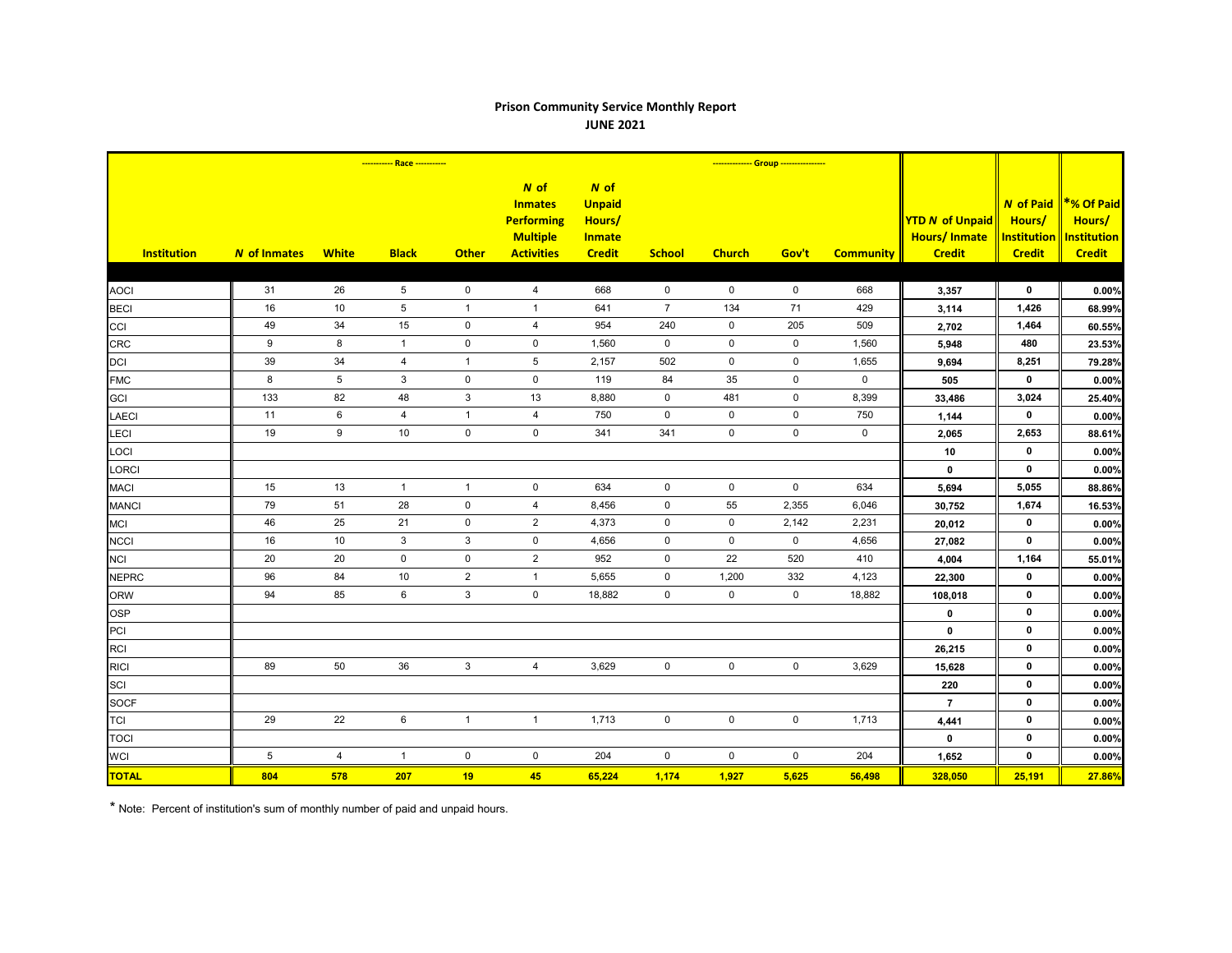# Prison Community Service Monthly Report
## JUNE 2021

| Institution | *N* of Inmates | White | Black | Other | *N* of Inmates Performing Multiple Activities | *N* of Unpaid Hours/ Inmate Credit | School | Church | Gov't | Community | YTD *N* of Unpaid Hours/ Inmate Credit | *N* of Paid Hours/ Institution Credit | *% Of Paid Hours/ Institution Credit |
|---|---|---|---|---|---|---|---|---|---|---|---|---|---|
| | | ---------- Race ---------- | | | | | | ------------- Group -------------- | | | | | |
| AOCI | 31 | 26 | 5 | 0 | 4 | 668 | 0 | 0 | 0 | 668 | 3,357 | 0 | 0.00% |
| BECI | 16 | 10 | 5 | 1 | 1 | 641 | 7 | 134 | 71 | 429 | 3,114 | 1,426 | 68.99% |
| CCI | 49 | 34 | 15 | 0 | 4 | 954 | 240 | 0 | 205 | 509 | 2,702 | 1,464 | 60.55% |
| CRC | 9 | 8 | 1 | 0 | 0 | 1,560 | 0 | 0 | 0 | 1,560 | 5,948 | 480 | 23.53% |
| DCI | 39 | 34 | 4 | 1 | 5 | 2,157 | 502 | 0 | 0 | 1,655 | 9,694 | 8,251 | 79.28% |
| FMC | 8 | 5 | 3 | 0 | 0 | 119 | 84 | 35 | 0 | 0 | 505 | 0 | 0.00% |
| GCI | 133 | 82 | 48 | 3 | 13 | 8,880 | 0 | 481 | 0 | 8,399 | 33,486 | 3,024 | 25.40% |
| LAECI | 11 | 6 | 4 | 1 | 4 | 750 | 0 | 0 | 0 | 750 | 1,144 | 0 | 0.00% |
| LECI | 19 | 9 | 10 | 0 | 0 | 341 | 341 | 0 | 0 | 0 | 2,065 | 2,653 | 88.61% |
| LOCI | | | | | | | | | | | 10 | 0 | 0.00% |
| LORCI | | | | | | | | | | | 0 | 0 | 0.00% |
| MACI | 15 | 13 | 1 | 1 | 0 | 634 | 0 | 0 | 0 | 634 | 5,694 | 5,055 | 88.86% |
| MANCI | 79 | 51 | 28 | 0 | 4 | 8,456 | 0 | 55 | 2,355 | 6,046 | 30,752 | 1,674 | 16.53% |
| MCI | 46 | 25 | 21 | 0 | 2 | 4,373 | 0 | 0 | 2,142 | 2,231 | 20,012 | 0 | 0.00% |
| NCCI | 16 | 10 | 3 | 3 | 0 | 4,656 | 0 | 0 | 0 | 4,656 | 27,082 | 0 | 0.00% |
| NCI | 20 | 20 | 0 | 0 | 2 | 952 | 0 | 22 | 520 | 410 | 4,004 | 1,164 | 55.01% |
| NEPRC | 96 | 84 | 10 | 2 | 1 | 5,655 | 0 | 1,200 | 332 | 4,123 | 22,300 | 0 | 0.00% |
| ORW | 94 | 85 | 6 | 3 | 0 | 18,882 | 0 | 0 | 0 | 18,882 | 108,018 | 0 | 0.00% |
| OSP | | | | | | | | | | | 0 | 0 | 0.00% |
| PCI | | | | | | | | | | | 0 | 0 | 0.00% |
| RCI | | | | | | | | | | | 26,215 | 0 | 0.00% |
| RICI | 89 | 50 | 36 | 3 | 4 | 3,629 | 0 | 0 | 0 | 3,629 | 15,628 | 0 | 0.00% |
| SCI | | | | | | | | | | | 220 | 0 | 0.00% |
| SOCF | | | | | | | | | | | 7 | 0 | 0.00% |
| TCI | 29 | 22 | 6 | 1 | 1 | 1,713 | 0 | 0 | 0 | 1,713 | 4,441 | 0 | 0.00% |
| TOCI | | | | | | | | | | | 0 | 0 | 0.00% |
| WCI | 5 | 4 | 1 | 0 | 0 | 204 | 0 | 0 | 0 | 204 | 1,652 | 0 | 0.00% |
| **TOTAL** | **804** | **578** | **207** | **19** | **45** | **65,224** | **1,174** | **1,927** | **5,625** | **56,498** | **328,050** | **25,191** | **27.86%** |

* Note: Percent of institution's sum of monthly number of paid and unpaid hours.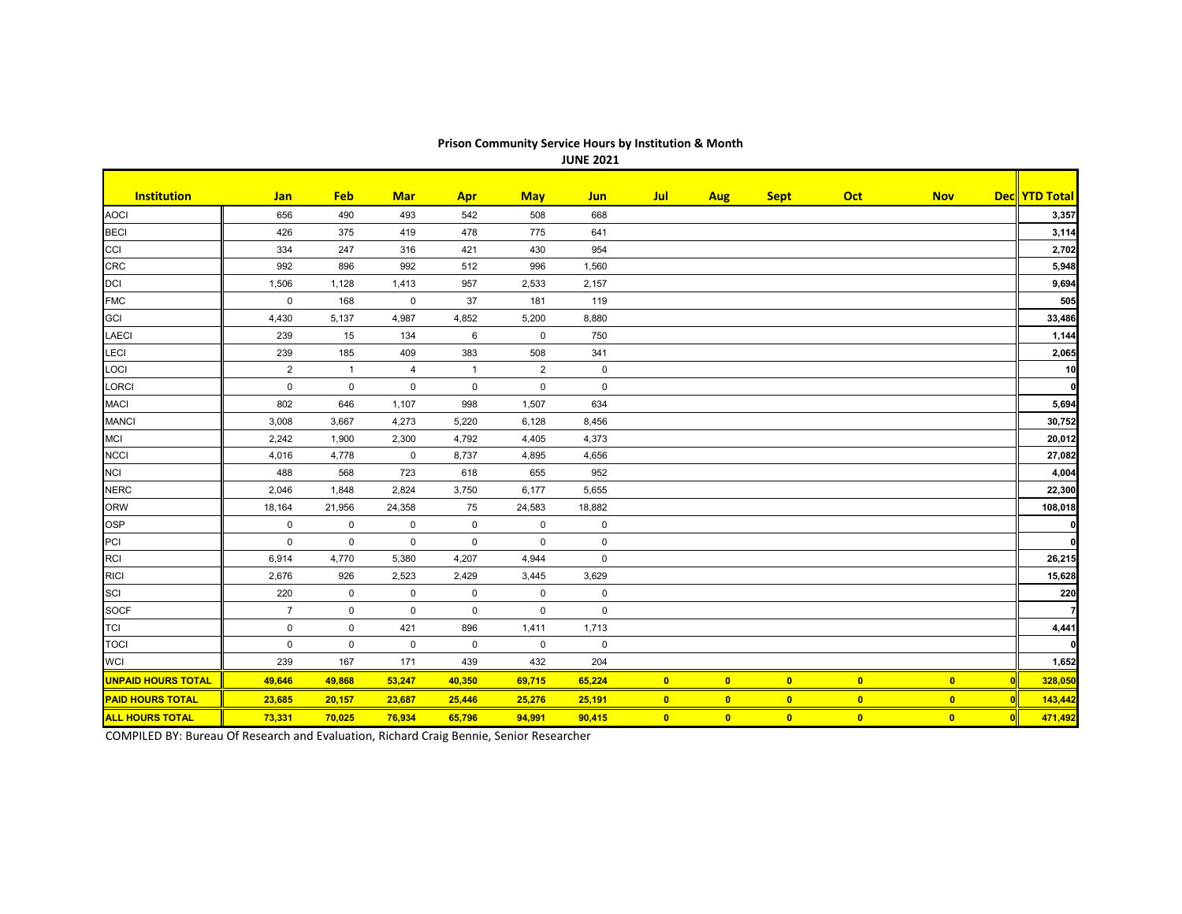**Prison Community Service Hours by Institution & Month**

**JUNE 2021**

| Institution | Jan | Feb | Mar | Apr | May | Jun | Jul | Aug | Sept | Oct | Nov | Dec | YTD Total |
|---|---|---|---|---|---|---|---|---|---|---|---|---|---|
| AOCI | 656 | 490 | 493 | 542 | 508 | 668 | | | | | | | **3,357** |
| BECI | 426 | 375 | 419 | 478 | 775 | 641 | | | | | | | **3,114** |
| CCI | 334 | 247 | 316 | 421 | 430 | 954 | | | | | | | **2,702** |
| CRC | 992 | 896 | 992 | 512 | 996 | 1,560 | | | | | | | **5,948** |
| DCI | 1,506 | 1,128 | 1,413 | 957 | 2,533 | 2,157 | | | | | | | **9,694** |
| FMC | 0 | 168 | 0 | 37 | 181 | 119 | | | | | | | **505** |
| GCI | 4,430 | 5,137 | 4,987 | 4,852 | 5,200 | 8,880 | | | | | | | **33,486** |
| LAECI | 239 | 15 | 134 | 6 | 0 | 750 | | | | | | | **1,144** |
| LECI | 239 | 185 | 409 | 383 | 508 | 341 | | | | | | | **2,065** |
| LOCI | 2 | 1 | 4 | 1 | 2 | 0 | | | | | | | **10** |
| LORCI | 0 | 0 | 0 | 0 | 0 | 0 | | | | | | | **0** |
| MACI | 802 | 646 | 1,107 | 998 | 1,507 | 634 | | | | | | | **5,694** |
| MANCI | 3,008 | 3,667 | 4,273 | 5,220 | 6,128 | 8,456 | | | | | | | **30,752** |
| MCI | 2,242 | 1,900 | 2,300 | 4,792 | 4,405 | 4,373 | | | | | | | **20,012** |
| NCCI | 4,016 | 4,778 | 0 | 8,737 | 4,895 | 4,656 | | | | | | | **27,082** |
| NCI | 488 | 568 | 723 | 618 | 655 | 952 | | | | | | | **4,004** |
| NERC | 2,046 | 1,848 | 2,824 | 3,750 | 6,177 | 5,655 | | | | | | | **22,300** |
| ORW | 18,164 | 21,956 | 24,358 | 75 | 24,583 | 18,882 | | | | | | | **108,018** |
| OSP | 0 | 0 | 0 | 0 | 0 | 0 | | | | | | | **0** |
| PCI | 0 | 0 | 0 | 0 | 0 | 0 | | | | | | | **0** |
| RCI | 6,914 | 4,770 | 5,380 | 4,207 | 4,944 | 0 | | | | | | | **26,215** |
| RICI | 2,676 | 926 | 2,523 | 2,429 | 3,445 | 3,629 | | | | | | | **15,628** |
| SCI | 220 | 0 | 0 | 0 | 0 | 0 | | | | | | | **220** |
| SOCF | 7 | 0 | 0 | 0 | 0 | 0 | | | | | | | **7** |
| TCI | 0 | 0 | 421 | 896 | 1,411 | 1,713 | | | | | | | **4,441** |
| TOCI | 0 | 0 | 0 | 0 | 0 | 0 | | | | | | | **0** |
| WCI | 239 | 167 | 171 | 439 | 432 | 204 | | | | | | | **1,652** |
| **UNPAID HOURS TOTAL** | **49,646** | **49,868** | **53,247** | **40,350** | **69,715** | **65,224** | **0** | **0** | **0** | **0** | **0** | **0** | **328,050** |
| **PAID HOURS TOTAL** | **23,685** | **20,157** | **23,687** | **25,446** | **25,276** | **25,191** | **0** | **0** | **0** | **0** | **0** | **0** | **143,442** |
| **ALL HOURS TOTAL** | **73,331** | **70,025** | **76,934** | **65,796** | **94,991** | **90,415** | **0** | **0** | **0** | **0** | **0** | **0** | **471,492** |

COMPILED BY: Bureau Of Research and Evaluation, Richard Craig Bennie, Senior Researcher